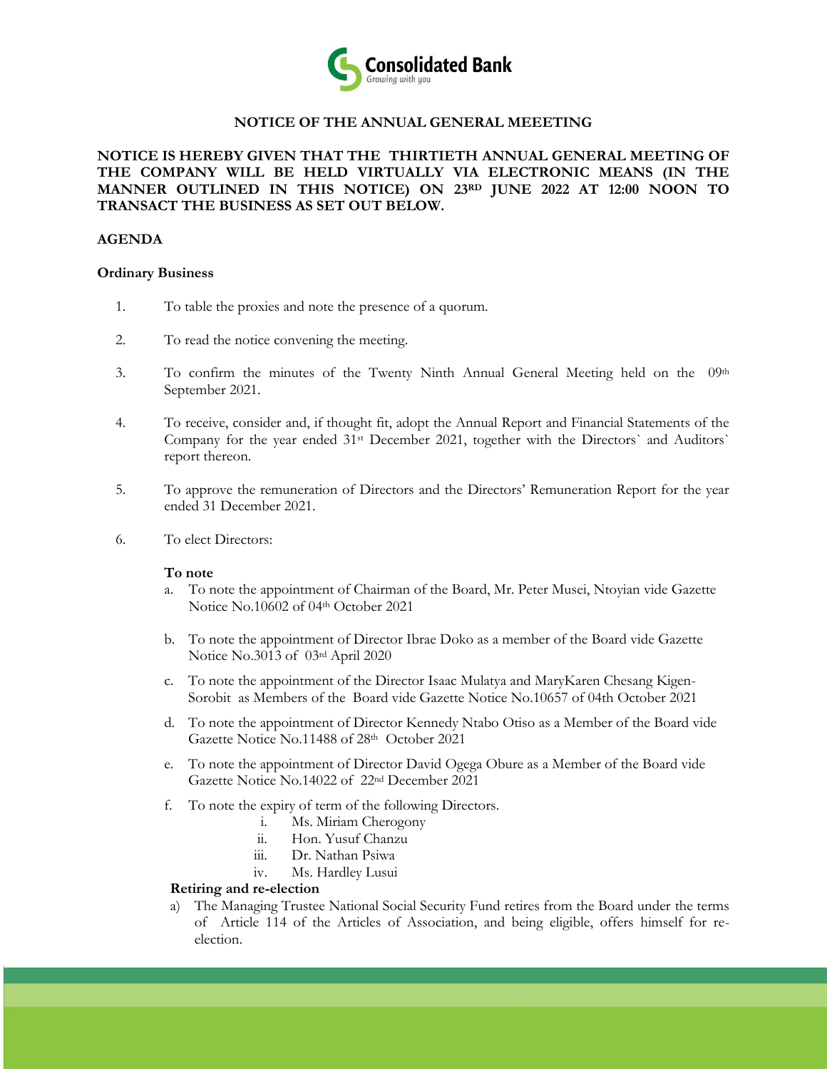Consolidated Bank
*Growing with you*

## NOTICE OF THE ANNUAL GENERAL MEEETING

**NOTICE IS HEREBY GIVEN THAT THE THIRTIETH ANNUAL GENERAL MEETING OF THE COMPANY WILL BE HELD VIRTUALLY VIA ELECTRONIC MEANS (IN THE MANNER OUTLINED IN THIS NOTICE) ON 23RD JUNE 2022 AT 12:00 NOON TO TRANSACT THE BUSINESS AS SET OUT BELOW.**

### AGENDA

#### Ordinary Business

1. To table the proxies and note the presence of a quorum.

2. To read the notice convening the meeting.

3. To confirm the minutes of the Twenty Ninth Annual General Meeting held on the 09th September 2021.

4. To receive, consider and, if thought fit, adopt the Annual Report and Financial Statements of the Company for the year ended 31st December 2021, together with the Directors` and Auditors` report thereon.

5. To approve the remuneration of Directors and the Directors' Remuneration Report for the year ended 31 December 2021.

6. To elect Directors:

   **To note**

   a. To note the appointment of Chairman of the Board, Mr. Peter Musei, Ntoyian vide Gazette Notice No.10602 of 04th October 2021

   b. To note the appointment of Director Ibrae Doko as a member of the Board vide Gazette Notice No.3013 of 03rd April 2020

   c. To note the appointment of the Director Isaac Mulatya and MaryKaren Chesang Kigen-Sorobit as Members of the Board vide Gazette Notice No.10657 of 04th October 2021

   d. To note the appointment of Director Kennedy Ntabo Otiso as a Member of the Board vide Gazette Notice No.11488 of 28th October 2021

   e. To note the appointment of Director David Ogega Obure as a Member of the Board vide Gazette Notice No.14022 of 22nd December 2021

   f. To note the expiry of term of the following Directors.
      i. Ms. Miriam Cherogony
      ii. Hon. Yusuf Chanzu
      iii. Dr. Nathan Psiwa
      iv. Ms. Hardley Lusui

   **Retiring and re-election**

   a) The Managing Trustee National Social Security Fund retires from the Board under the terms of Article 114 of the Articles of Association, and being eligible, offers himself for re-election.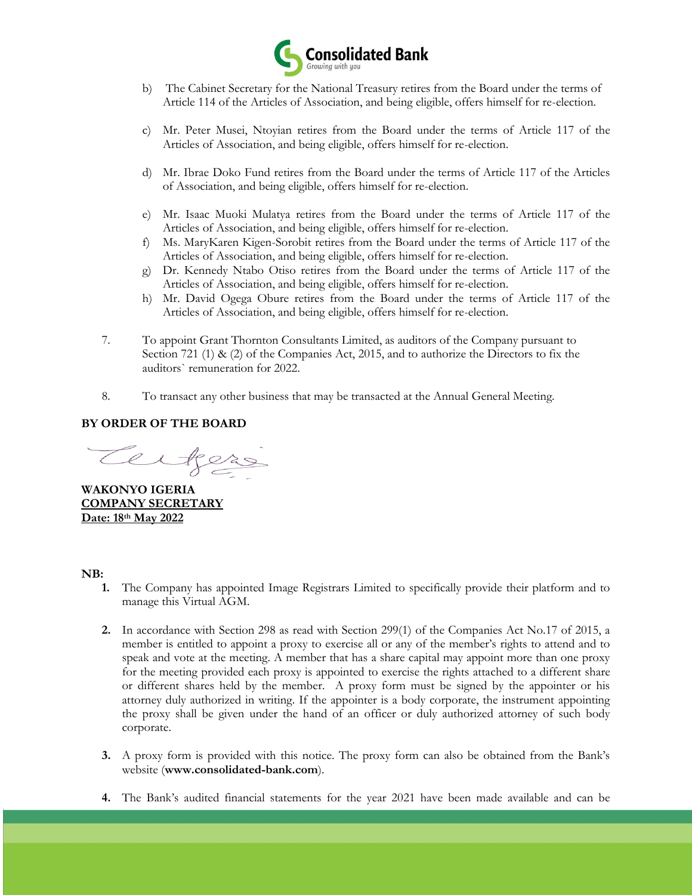b) The Cabinet Secretary for the National Treasury retires from the Board under the terms of Article 114 of the Articles of Association, and being eligible, offers himself for re-election.

c) Mr. Peter Musei, Ntoyian retires from the Board under the terms of Article 117 of the Articles of Association, and being eligible, offers himself for re-election.

d) Mr. Ibrae Doko Fund retires from the Board under the terms of Article 117 of the Articles of Association, and being eligible, offers himself for re-election.

e) Mr. Isaac Muoki Mulatya retires from the Board under the terms of Article 117 of the Articles of Association, and being eligible, offers himself for re-election.

f) Ms. MaryKaren Kigen-Sorobit retires from the Board under the terms of Article 117 of the Articles of Association, and being eligible, offers himself for re-election.

g) Dr. Kennedy Ntabo Otiso retires from the Board under the terms of Article 117 of the Articles of Association, and being eligible, offers himself for re-election.

h) Mr. David Ogega Obure retires from the Board under the terms of Article 117 of the Articles of Association, and being eligible, offers himself for re-election.

7. To appoint Grant Thornton Consultants Limited, as auditors of the Company pursuant to Section 721 (1) & (2) of the Companies Act, 2015, and to authorize the Directors to fix the auditors` remuneration for 2022.

8. To transact any other business that may be transacted at the Annual General Meeting.

**BY ORDER OF THE BOARD**

**WAKONYO IGERIA**
**COMPANY SECRETARY**
**Date: 18th May 2022**

**NB:**

1. The Company has appointed Image Registrars Limited to specifically provide their platform and to manage this Virtual AGM.

2. In accordance with Section 298 as read with Section 299(1) of the Companies Act No.17 of 2015, a member is entitled to appoint a proxy to exercise all or any of the member's rights to attend and to speak and vote at the meeting. A member that has a share capital may appoint more than one proxy for the meeting provided each proxy is appointed to exercise the rights attached to a different share or different shares held by the member. A proxy form must be signed by the appointer or his attorney duly authorized in writing. If the appointer is a body corporate, the instrument appointing the proxy shall be given under the hand of an officer or duly authorized attorney of such body corporate.

3. A proxy form is provided with this notice. The proxy form can also be obtained from the Bank's website (**www.consolidated-bank.com**).

4. The Bank's audited financial statements for the year 2021 have been made available and can be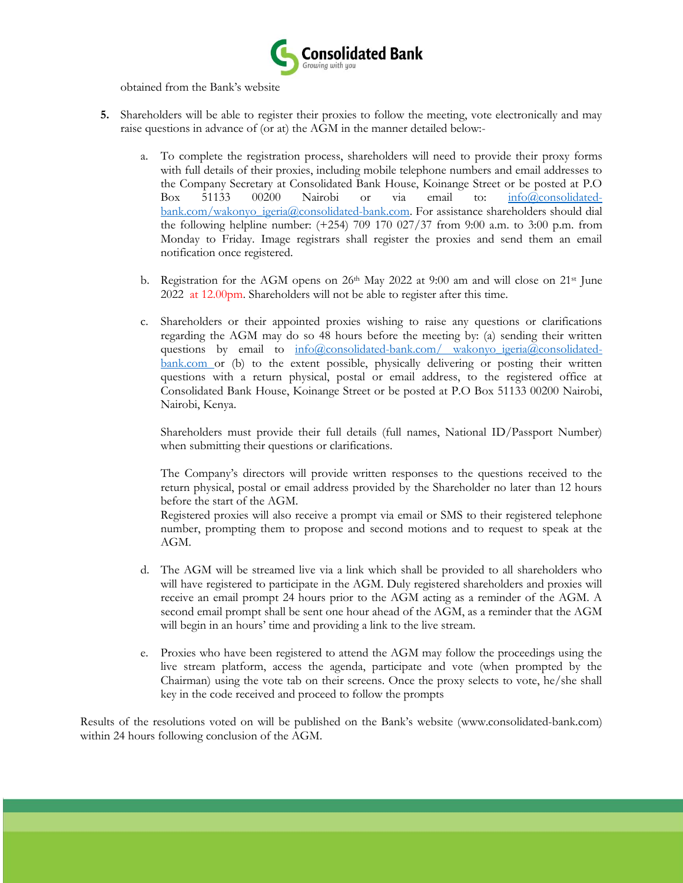obtained from the Bank's website

5. Shareholders will be able to register their proxies to follow the meeting, vote electronically and may raise questions in advance of (or at) the AGM in the manner detailed below:-

   a. To complete the registration process, shareholders will need to provide their proxy forms with full details of their proxies, including mobile telephone numbers and email addresses to the Company Secretary at Consolidated Bank House, Koinange Street or be posted at P.O Box 51133 00200 Nairobi or via email to: info@consolidated-bank.com/wakonyo_igeria@consolidated-bank.com. For assistance shareholders should dial the following helpline number: (+254) 709 170 027/37 from 9:00 a.m. to 3:00 p.m. from Monday to Friday. Image registrars shall register the proxies and send them an email notification once registered.

   b. Registration for the AGM opens on 26th May 2022 at 9:00 am and will close on 21st June 2022 at 12.00pm. Shareholders will not be able to register after this time.

   c. Shareholders or their appointed proxies wishing to raise any questions or clarifications regarding the AGM may do so 48 hours before the meeting by: (a) sending their written questions by email to info@consolidated-bank.com/ wakonyo_igeria@consolidated-bank.com or (b) to the extent possible, physically delivering or posting their written questions with a return physical, postal or email address, to the registered office at Consolidated Bank House, Koinange Street or be posted at P.O Box 51133 00200 Nairobi, Nairobi, Kenya.

      Shareholders must provide their full details (full names, National ID/Passport Number) when submitting their questions or clarifications.

      The Company's directors will provide written responses to the questions received to the return physical, postal or email address provided by the Shareholder no later than 12 hours before the start of the AGM.
      Registered proxies will also receive a prompt via email or SMS to their registered telephone number, prompting them to propose and second motions and to request to speak at the AGM.

   d. The AGM will be streamed live via a link which shall be provided to all shareholders who will have registered to participate in the AGM. Duly registered shareholders and proxies will receive an email prompt 24 hours prior to the AGM acting as a reminder of the AGM. A second email prompt shall be sent one hour ahead of the AGM, as a reminder that the AGM will begin in an hours' time and providing a link to the live stream.

   e. Proxies who have been registered to attend the AGM may follow the proceedings using the live stream platform, access the agenda, participate and vote (when prompted by the Chairman) using the vote tab on their screens. Once the proxy selects to vote, he/she shall key in the code received and proceed to follow the prompts

Results of the resolutions voted on will be published on the Bank's website (www.consolidated-bank.com) within 24 hours following conclusion of the AGM.